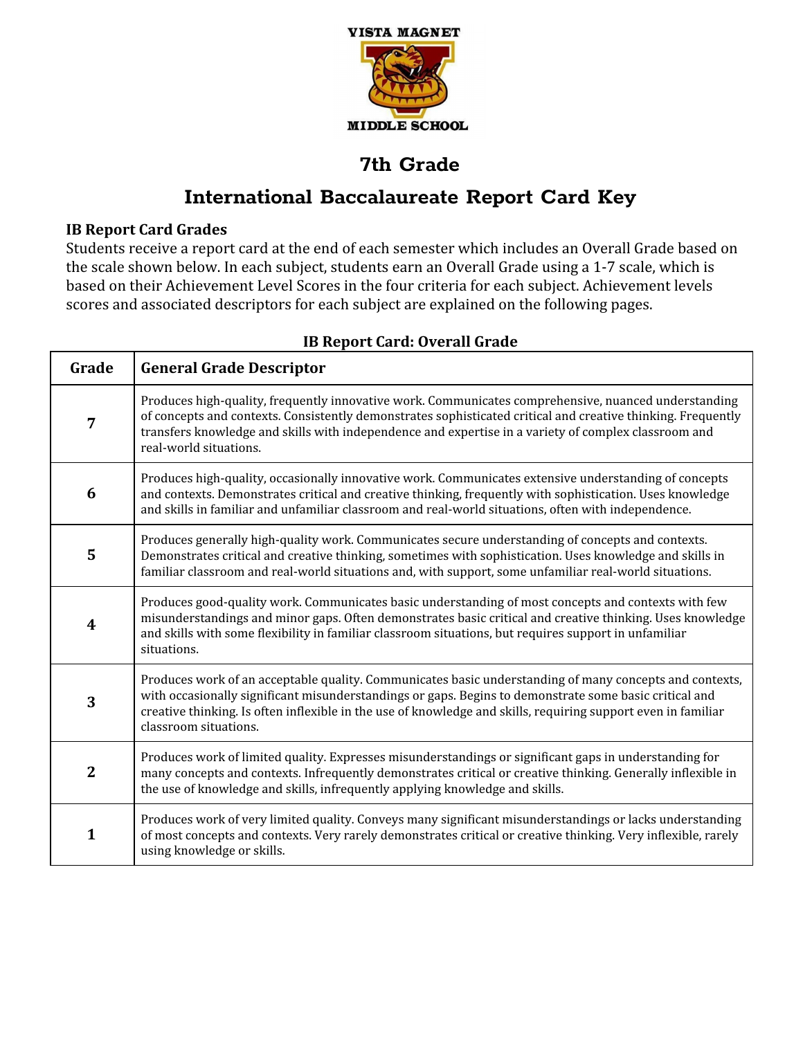VISTA MAGNET

MIDDLE SCHOOL

# 7th Grade

# International Baccalaureate Report Card Key

### IB Report Card Grades

Students receive a report card at the end of each semester which includes an Overall Grade based on the scale shown below. In each subject, students earn an Overall Grade using a 1-7 scale, which is based on their Achievement Level Scores in the four criteria for each subject. Achievement levels scores and associated descriptors for each subject are explained on the following pages.

**IB Report Card: Overall Grade**

| Grade | General Grade Descriptor |
|---|---|
| **7** | Produces high-quality, frequently innovative work. Communicates comprehensive, nuanced understanding of concepts and contexts. Consistently demonstrates sophisticated critical and creative thinking. Frequently transfers knowledge and skills with independence and expertise in a variety of complex classroom and real-world situations. |
| **6** | Produces high-quality, occasionally innovative work. Communicates extensive understanding of concepts and contexts. Demonstrates critical and creative thinking, frequently with sophistication. Uses knowledge and skills in familiar and unfamiliar classroom and real-world situations, often with independence. |
| **5** | Produces generally high-quality work. Communicates secure understanding of concepts and contexts. Demonstrates critical and creative thinking, sometimes with sophistication. Uses knowledge and skills in familiar classroom and real-world situations and, with support, some unfamiliar real-world situations. |
| **4** | Produces good-quality work. Communicates basic understanding of most concepts and contexts with few misunderstandings and minor gaps. Often demonstrates basic critical and creative thinking. Uses knowledge and skills with some flexibility in familiar classroom situations, but requires support in unfamiliar situations. |
| **3** | Produces work of an acceptable quality. Communicates basic understanding of many concepts and contexts, with occasionally significant misunderstandings or gaps. Begins to demonstrate some basic critical and creative thinking. Is often inflexible in the use of knowledge and skills, requiring support even in familiar classroom situations. |
| **2** | Produces work of limited quality. Expresses misunderstandings or significant gaps in understanding for many concepts and contexts. Infrequently demonstrates critical or creative thinking. Generally inflexible in the use of knowledge and skills, infrequently applying knowledge and skills. |
| **1** | Produces work of very limited quality. Conveys many significant misunderstandings or lacks understanding of most concepts and contexts. Very rarely demonstrates critical or creative thinking. Very inflexible, rarely using knowledge or skills. |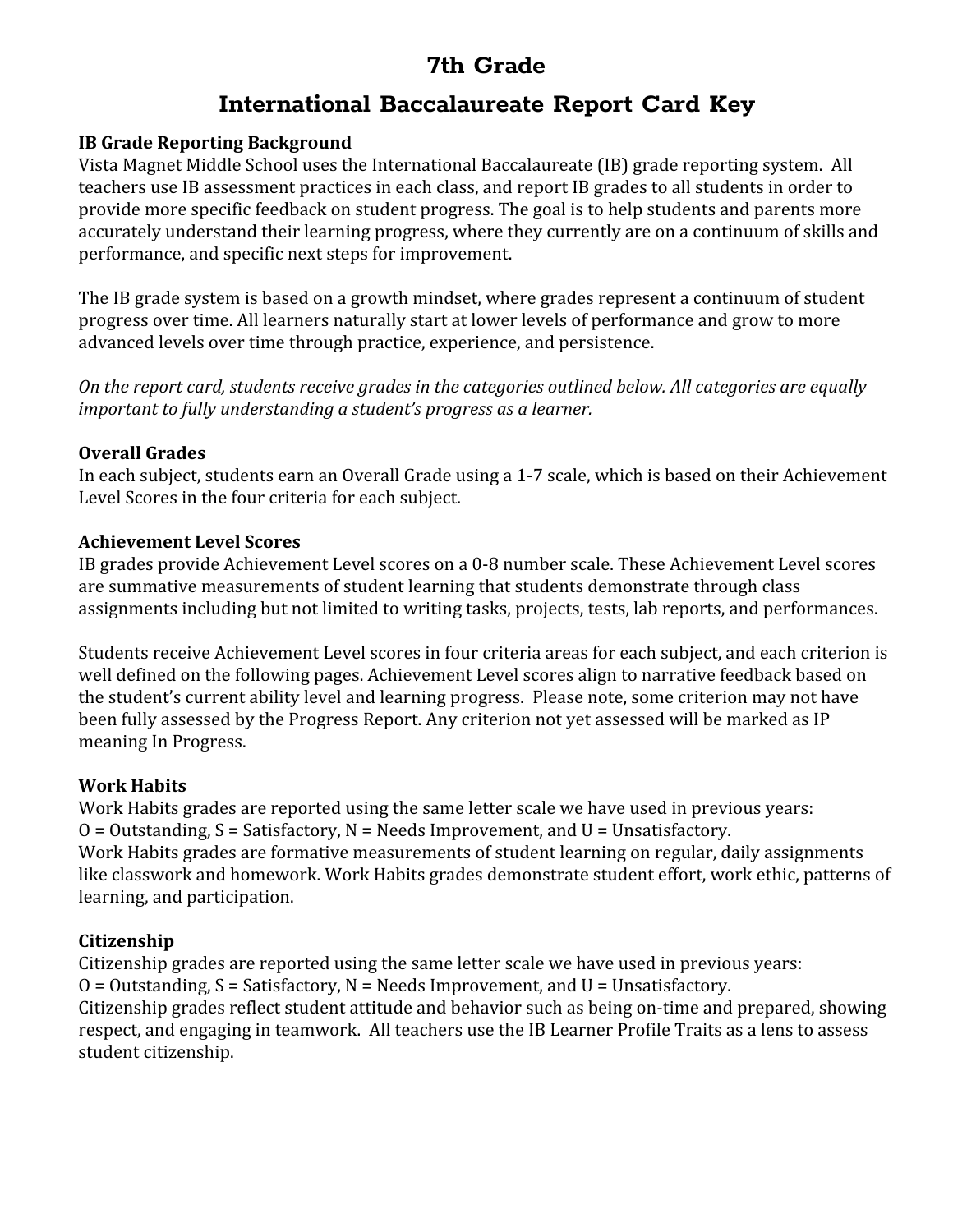# 7th Grade

## International Baccalaureate Report Card Key

**IB Grade Reporting Background**

Vista Magnet Middle School uses the International Baccalaureate (IB) grade reporting system. All teachers use IB assessment practices in each class, and report IB grades to all students in order to provide more specific feedback on student progress. The goal is to help students and parents more accurately understand their learning progress, where they currently are on a continuum of skills and performance, and specific next steps for improvement.

The IB grade system is based on a growth mindset, where grades represent a continuum of student progress over time. All learners naturally start at lower levels of performance and grow to more advanced levels over time through practice, experience, and persistence.

*On the report card, students receive grades in the categories outlined below. All categories are equally important to fully understanding a student's progress as a learner.*

**Overall Grades**

In each subject, students earn an Overall Grade using a 1-7 scale, which is based on their Achievement Level Scores in the four criteria for each subject.

**Achievement Level Scores**

IB grades provide Achievement Level scores on a 0-8 number scale. These Achievement Level scores are summative measurements of student learning that students demonstrate through class assignments including but not limited to writing tasks, projects, tests, lab reports, and performances.

Students receive Achievement Level scores in four criteria areas for each subject, and each criterion is well defined on the following pages. Achievement Level scores align to narrative feedback based on the student's current ability level and learning progress. Please note, some criterion may not have been fully assessed by the Progress Report. Any criterion not yet assessed will be marked as IP meaning In Progress.

**Work Habits**

Work Habits grades are reported using the same letter scale we have used in previous years:
O = Outstanding, S = Satisfactory, N = Needs Improvement, and U = Unsatisfactory.
Work Habits grades are formative measurements of student learning on regular, daily assignments like classwork and homework. Work Habits grades demonstrate student effort, work ethic, patterns of learning, and participation.

**Citizenship**

Citizenship grades are reported using the same letter scale we have used in previous years:
O = Outstanding, S = Satisfactory, N = Needs Improvement, and U = Unsatisfactory.
Citizenship grades reflect student attitude and behavior such as being on-time and prepared, showing respect, and engaging in teamwork. All teachers use the IB Learner Profile Traits as a lens to assess student citizenship.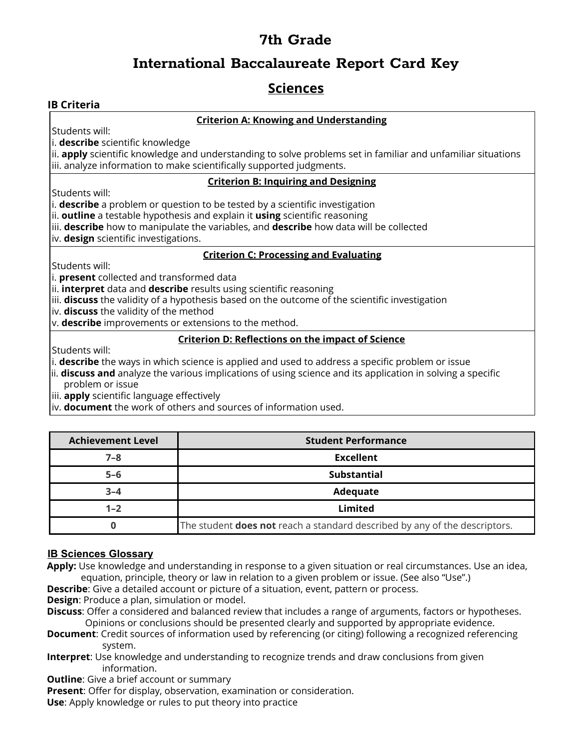# 7th Grade

## International Baccalaureate Report Card Key

## Sciences

### IB Criteria

**Criterion A: Knowing and Understanding**

Students will:
i. **describe** scientific knowledge
ii. **apply** scientific knowledge and understanding to solve problems set in familiar and unfamiliar situations
iii. analyze information to make scientifically supported judgments.

**Criterion B: Inquiring and Designing**

Students will:
i. **describe** a problem or question to be tested by a scientific investigation
ii. **outline** a testable hypothesis and explain it **using** scientific reasoning
iii. **describe** how to manipulate the variables, and **describe** how data will be collected
iv. **design** scientific investigations.

**Criterion C: Processing and Evaluating**

Students will:
i. **present** collected and transformed data
ii. **interpret** data and **describe** results using scientific reasoning
iii. **discuss** the validity of a hypothesis based on the outcome of the scientific investigation
iv. **discuss** the validity of the method
v. **describe** improvements or extensions to the method.

**Criterion D: Reflections on the impact of Science**

Students will:
i. **describe** the ways in which science is applied and used to address a specific problem or issue
ii. **discuss and** analyze the various implications of using science and its application in solving a specific problem or issue
iii. **apply** scientific language effectively
iv. **document** the work of others and sources of information used.

| Achievement Level | Student Performance |
| --- | --- |
| 7–8 | **Excellent** |
| 5–6 | **Substantial** |
| 3–4 | **Adequate** |
| 1–2 | **Limited** |
| 0 | The student **does not** reach a standard described by any of the descriptors. |

### IB Sciences Glossary

**Apply:** Use knowledge and understanding in response to a given situation or real circumstances. Use an idea, equation, principle, theory or law in relation to a given problem or issue. (See also "Use".)
**Describe**: Give a detailed account or picture of a situation, event, pattern or process.
**Design**: Produce a plan, simulation or model.
**Discuss**: Offer a considered and balanced review that includes a range of arguments, factors or hypotheses. Opinions or conclusions should be presented clearly and supported by appropriate evidence.
**Document**: Credit sources of information used by referencing (or citing) following a recognized referencing system.
**Interpret**: Use knowledge and understanding to recognize trends and draw conclusions from given information.
**Outline**: Give a brief account or summary
**Present**: Offer for display, observation, examination or consideration.
**Use**: Apply knowledge or rules to put theory into practice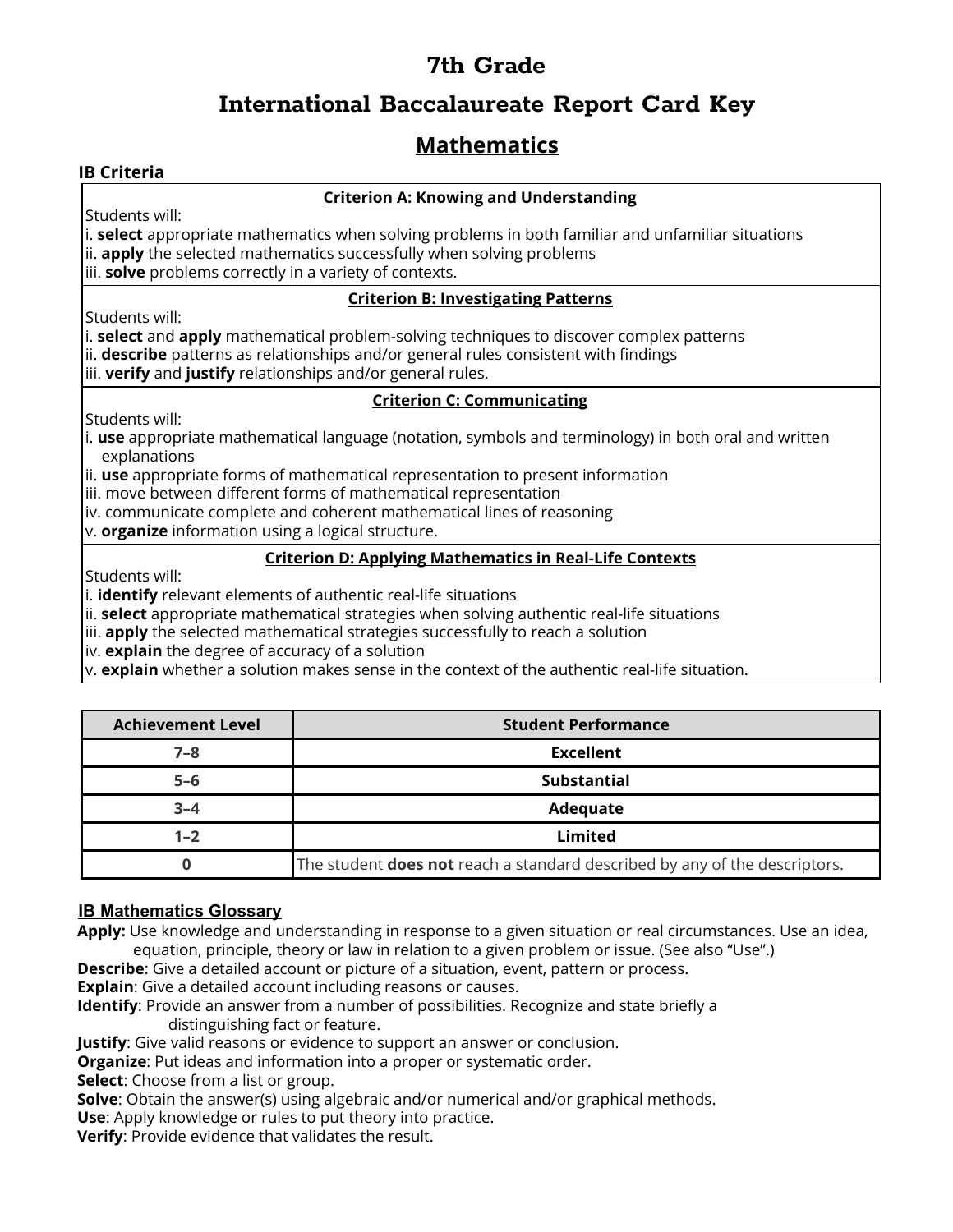# 7th Grade

## International Baccalaureate Report Card Key

## Mathematics

### IB Criteria

**Criterion A: Knowing and Understanding**

Students will:

i. **select** appropriate mathematics when solving problems in both familiar and unfamiliar situations
ii. **apply** the selected mathematics successfully when solving problems
iii. **solve** problems correctly in a variety of contexts.

**Criterion B: Investigating Patterns**

Students will:

i. **select** and **apply** mathematical problem-solving techniques to discover complex patterns
ii. **describe** patterns as relationships and/or general rules consistent with findings
iii. **verify** and **justify** relationships and/or general rules.

**Criterion C: Communicating**

Students will:

i. **use** appropriate mathematical language (notation, symbols and terminology) in both oral and written explanations
ii. **use** appropriate forms of mathematical representation to present information
iii. move between different forms of mathematical representation
iv. communicate complete and coherent mathematical lines of reasoning
v. **organize** information using a logical structure.

**Criterion D: Applying Mathematics in Real-Life Contexts**

Students will:

i. **identify** relevant elements of authentic real-life situations
ii. **select** appropriate mathematical strategies when solving authentic real-life situations
iii. **apply** the selected mathematical strategies successfully to reach a solution
iv. **explain** the degree of accuracy of a solution
v. **explain** whether a solution makes sense in the context of the authentic real-life situation.

| Achievement Level | Student Performance |
|---|---|
| 7–8 | **Excellent** |
| 5–6 | **Substantial** |
| 3–4 | **Adequate** |
| 1–2 | **Limited** |
| 0 | The student **does not** reach a standard described by any of the descriptors. |

### IB Mathematics Glossary

**Apply:** Use knowledge and understanding in response to a given situation or real circumstances. Use an idea, equation, principle, theory or law in relation to a given problem or issue. (See also "Use".)
**Describe**: Give a detailed account or picture of a situation, event, pattern or process.
**Explain**: Give a detailed account including reasons or causes.
**Identify**: Provide an answer from a number of possibilities. Recognize and state briefly a distinguishing fact or feature.
**Justify**: Give valid reasons or evidence to support an answer or conclusion.
**Organize**: Put ideas and information into a proper or systematic order.
**Select**: Choose from a list or group.
**Solve**: Obtain the answer(s) using algebraic and/or numerical and/or graphical methods.
**Use**: Apply knowledge or rules to put theory into practice.
**Verify**: Provide evidence that validates the result.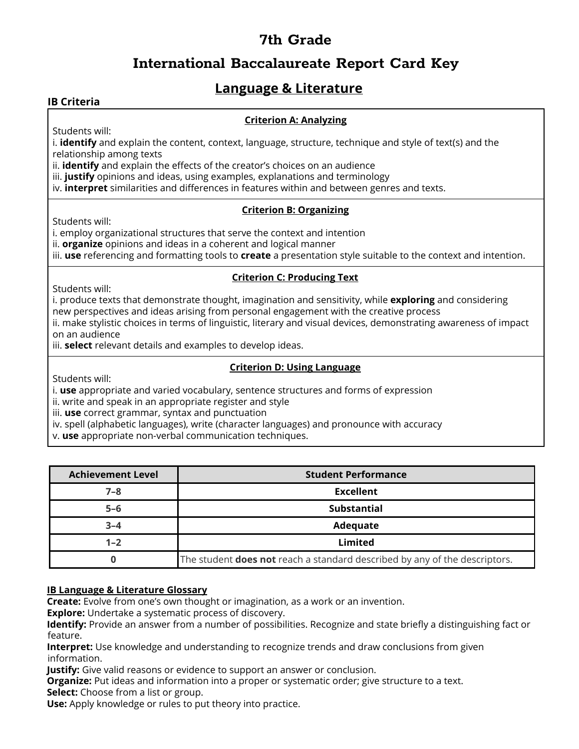# 7th Grade

# International Baccalaureate Report Card Key

## Language & Literature

### IB Criteria

**Criterion A: Analyzing**

Students will:
i. **identify** and explain the content, context, language, structure, technique and style of text(s) and the relationship among texts
ii. **identify** and explain the effects of the creator's choices on an audience
iii. **justify** opinions and ideas, using examples, explanations and terminology
iv. **interpret** similarities and differences in features within and between genres and texts.

**Criterion B: Organizing**

Students will:
i. employ organizational structures that serve the context and intention
ii. **organize** opinions and ideas in a coherent and logical manner
iii. **use** referencing and formatting tools to **create** a presentation style suitable to the context and intention.

**Criterion C: Producing Text**

Students will:
i. produce texts that demonstrate thought, imagination and sensitivity, while **exploring** and considering new perspectives and ideas arising from personal engagement with the creative process
ii. make stylistic choices in terms of linguistic, literary and visual devices, demonstrating awareness of impact on an audience
iii. **select** relevant details and examples to develop ideas.

**Criterion D: Using Language**

Students will:
i. **use** appropriate and varied vocabulary, sentence structures and forms of expression
ii. write and speak in an appropriate register and style
iii. **use** correct grammar, syntax and punctuation
iv. spell (alphabetic languages), write (character languages) and pronounce with accuracy
v. **use** appropriate non-verbal communication techniques.

| Achievement Level | Student Performance |
|---|---|
| 7–8 | **Excellent** |
| 5–6 | **Substantial** |
| 3–4 | **Adequate** |
| 1–2 | **Limited** |
| 0 | The student **does not** reach a standard described by any of the descriptors. |

**IB Language & Literature Glossary**

**Create:** Evolve from one's own thought or imagination, as a work or an invention.
**Explore:** Undertake a systematic process of discovery.
**Identify:** Provide an answer from a number of possibilities. Recognize and state briefly a distinguishing fact or feature.
**Interpret:** Use knowledge and understanding to recognize trends and draw conclusions from given information.
**Justify:** Give valid reasons or evidence to support an answer or conclusion.
**Organize:** Put ideas and information into a proper or systematic order; give structure to a text.
**Select:** Choose from a list or group.
**Use:** Apply knowledge or rules to put theory into practice.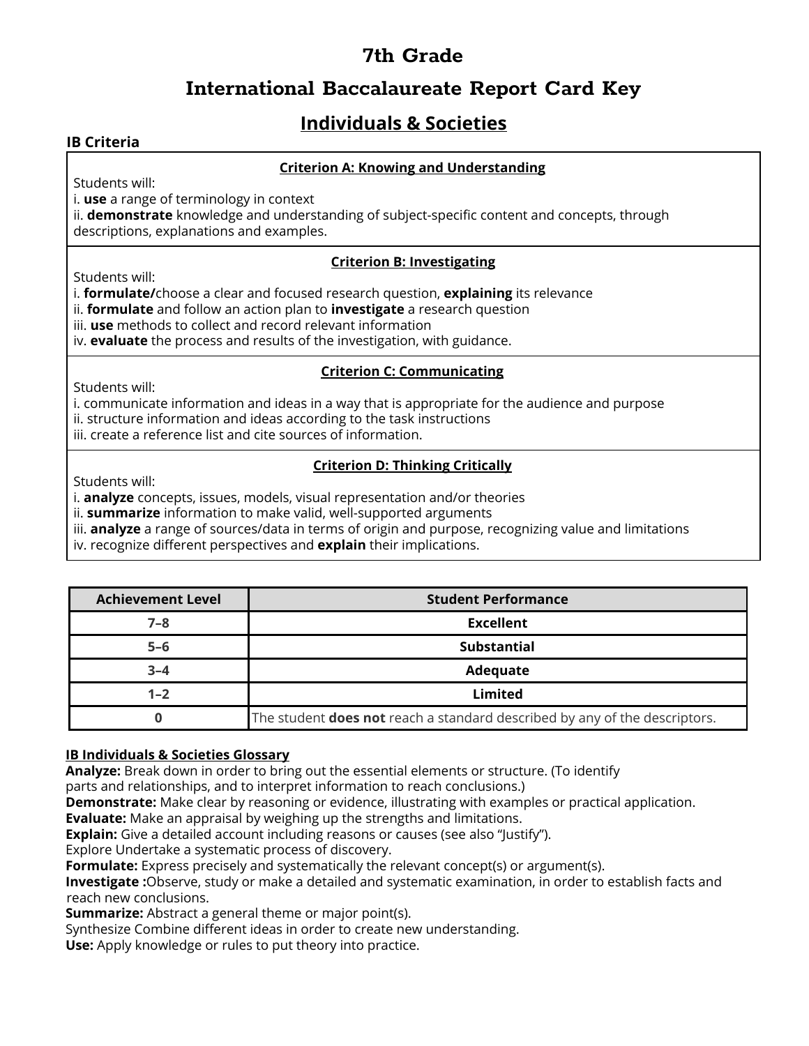# 7th Grade

## International Baccalaureate Report Card Key

## Individuals & Societies

**IB Criteria**

**Criterion A: Knowing and Understanding**

Students will:
i. **use** a range of terminology in context
ii. **demonstrate** knowledge and understanding of subject-specific content and concepts, through descriptions, explanations and examples.

**Criterion B: Investigating**

Students will:
i. **formulate/**choose a clear and focused research question, **explaining** its relevance
ii. **formulate** and follow an action plan to **investigate** a research question
iii. **use** methods to collect and record relevant information
iv. **evaluate** the process and results of the investigation, with guidance.

**Criterion C: Communicating**

Students will:
i. communicate information and ideas in a way that is appropriate for the audience and purpose
ii. structure information and ideas according to the task instructions
iii. create a reference list and cite sources of information.

**Criterion D: Thinking Critically**

Students will:
i. **analyze** concepts, issues, models, visual representation and/or theories
ii. **summarize** information to make valid, well-supported arguments
iii. **analyze** a range of sources/data in terms of origin and purpose, recognizing value and limitations
iv. recognize different perspectives and **explain** their implications.

| Achievement Level | Student Performance |
|---|---|
| 7–8 | **Excellent** |
| 5–6 | **Substantial** |
| 3–4 | **Adequate** |
| 1–2 | **Limited** |
| 0 | The student **does not** reach a standard described by any of the descriptors. |

**IB Individuals & Societies Glossary**

**Analyze:** Break down in order to bring out the essential elements or structure. (To identify parts and relationships, and to interpret information to reach conclusions.)
**Demonstrate:** Make clear by reasoning or evidence, illustrating with examples or practical application.
**Evaluate:** Make an appraisal by weighing up the strengths and limitations.
**Explain:** Give a detailed account including reasons or causes (see also "Justify").
Explore Undertake a systematic process of discovery.
**Formulate:** Express precisely and systematically the relevant concept(s) or argument(s).
**Investigate :**Observe, study or make a detailed and systematic examination, in order to establish facts and reach new conclusions.
**Summarize:** Abstract a general theme or major point(s).
Synthesize Combine different ideas in order to create new understanding.
**Use:** Apply knowledge or rules to put theory into practice.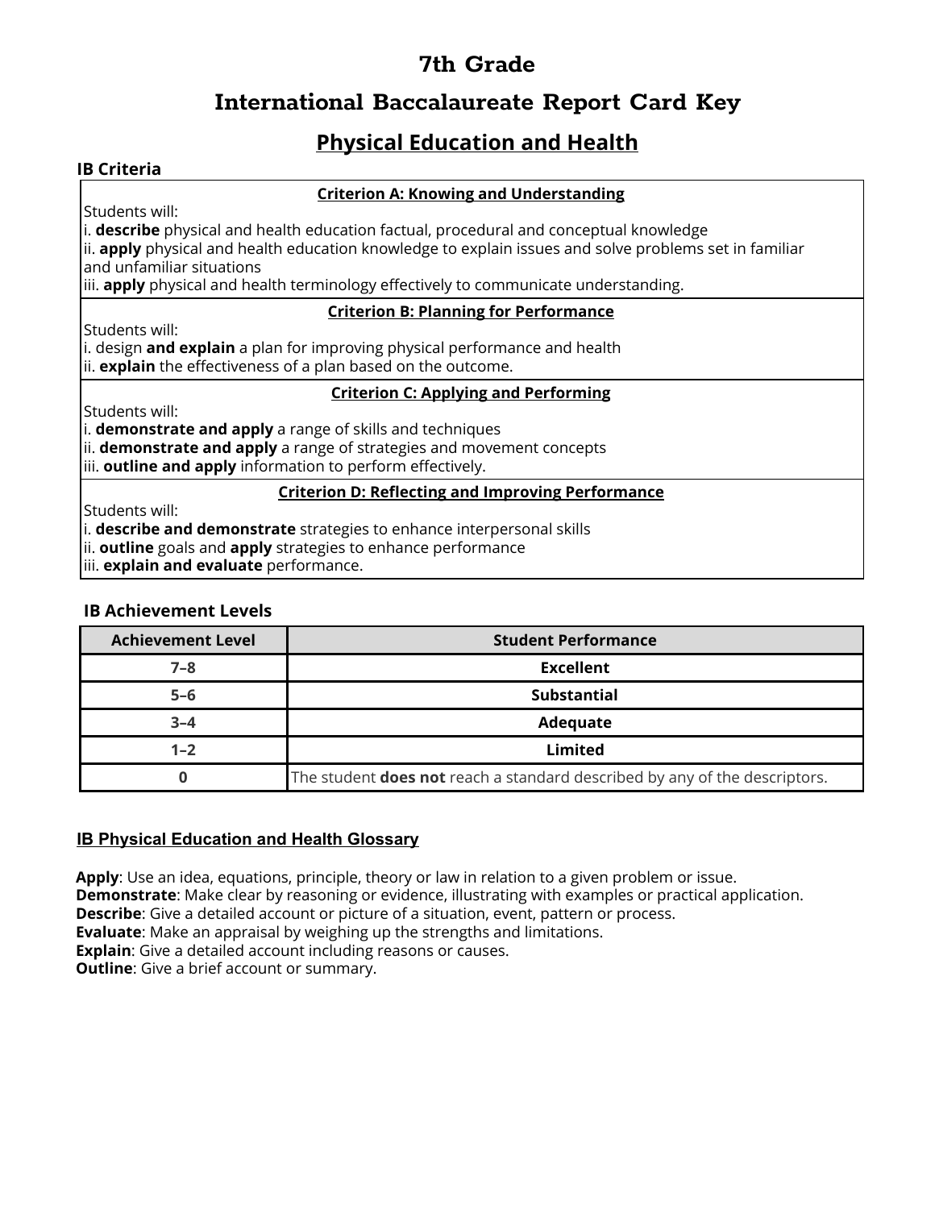# 7th Grade

# International Baccalaureate Report Card Key

## Physical Education and Health

### IB Criteria

**Criterion A: Knowing and Understanding**

Students will:
i. **describe** physical and health education factual, procedural and conceptual knowledge
ii. **apply** physical and health education knowledge to explain issues and solve problems set in familiar and unfamiliar situations
iii. **apply** physical and health terminology effectively to communicate understanding.

**Criterion B: Planning for Performance**

Students will:
i. design **and explain** a plan for improving physical performance and health
ii. **explain** the effectiveness of a plan based on the outcome.

**Criterion C: Applying and Performing**

Students will:
i. **demonstrate and apply** a range of skills and techniques
ii. **demonstrate and apply** a range of strategies and movement concepts
iii. **outline and apply** information to perform effectively.

**Criterion D: Reflecting and Improving Performance**

Students will:
i. **describe and demonstrate** strategies to enhance interpersonal skills
ii. **outline** goals and **apply** strategies to enhance performance
iii. **explain and evaluate** performance.

### IB Achievement Levels

| Achievement Level | Student Performance |
|---|---|
| 7–8 | **Excellent** |
| 5–6 | **Substantial** |
| 3–4 | **Adequate** |
| 1–2 | **Limited** |
| 0 | The student **does not** reach a standard described by any of the descriptors. |

### IB Physical Education and Health Glossary

**Apply**: Use an idea, equations, principle, theory or law in relation to a given problem or issue.
**Demonstrate**: Make clear by reasoning or evidence, illustrating with examples or practical application.
**Describe**: Give a detailed account or picture of a situation, event, pattern or process.
**Evaluate**: Make an appraisal by weighing up the strengths and limitations.
**Explain**: Give a detailed account including reasons or causes.
**Outline**: Give a brief account or summary.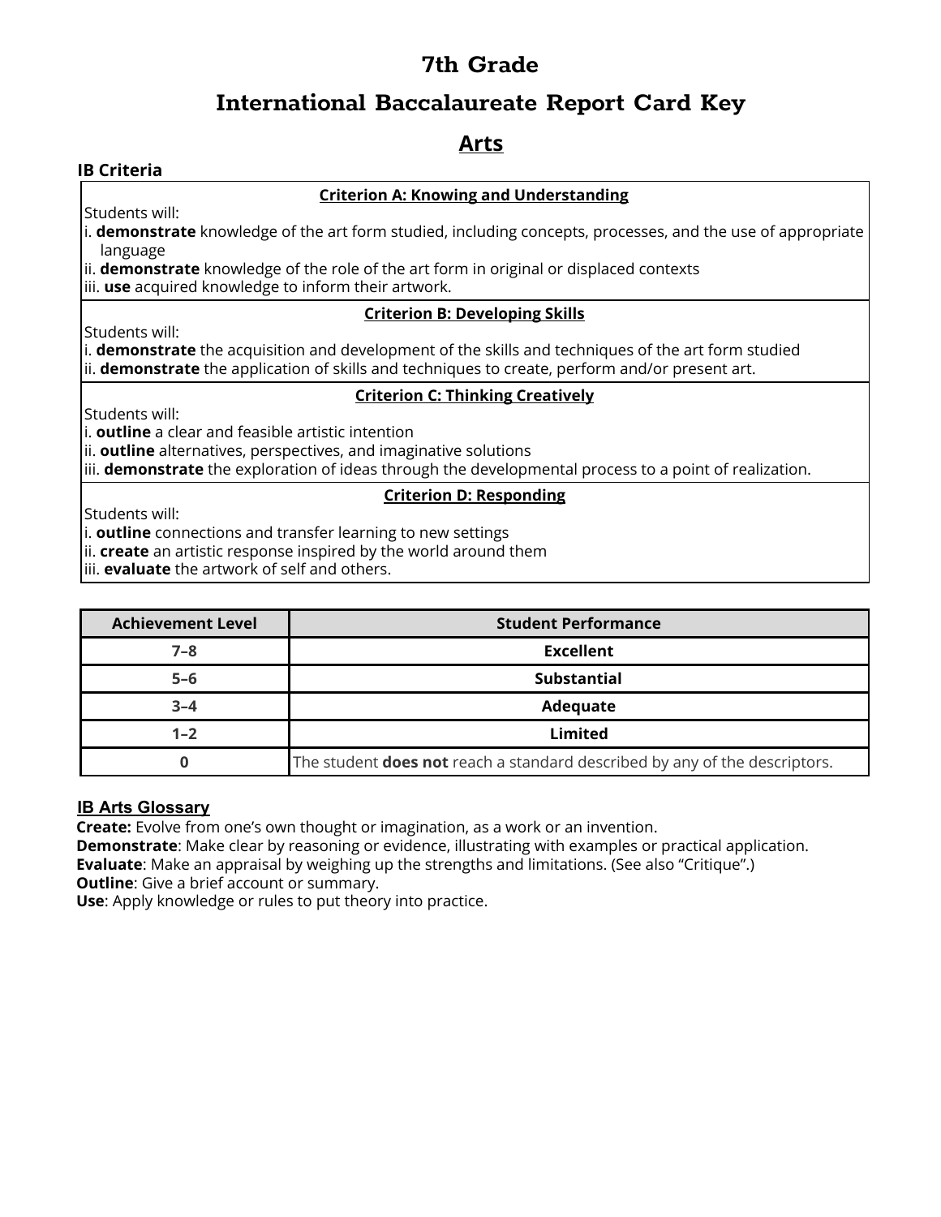# 7th Grade

# International Baccalaureate Report Card Key

## Arts

**IB Criteria**

**Criterion A: Knowing and Understanding**

Students will:
i. **demonstrate** knowledge of the art form studied, including concepts, processes, and the use of appropriate language
ii. **demonstrate** knowledge of the role of the art form in original or displaced contexts
iii. **use** acquired knowledge to inform their artwork.

**Criterion B: Developing Skills**

Students will:
i. **demonstrate** the acquisition and development of the skills and techniques of the art form studied
ii. **demonstrate** the application of skills and techniques to create, perform and/or present art.

**Criterion C: Thinking Creatively**

Students will:
i. **outline** a clear and feasible artistic intention
ii. **outline** alternatives, perspectives, and imaginative solutions
iii. **demonstrate** the exploration of ideas through the developmental process to a point of realization.

**Criterion D: Responding**

Students will:
i. **outline** connections and transfer learning to new settings
ii. **create** an artistic response inspired by the world around them
iii. **evaluate** the artwork of self and others.

| Achievement Level | Student Performance |
|---|---|
| 7–8 | **Excellent** |
| 5–6 | **Substantial** |
| 3–4 | **Adequate** |
| 1–2 | **Limited** |
| 0 | The student **does not** reach a standard described by any of the descriptors. |

**IB Arts Glossary**

**Create:** Evolve from one's own thought or imagination, as a work or an invention.
**Demonstrate**: Make clear by reasoning or evidence, illustrating with examples or practical application.
**Evaluate**: Make an appraisal by weighing up the strengths and limitations. (See also "Critique".)
**Outline**: Give a brief account or summary.
**Use**: Apply knowledge or rules to put theory into practice.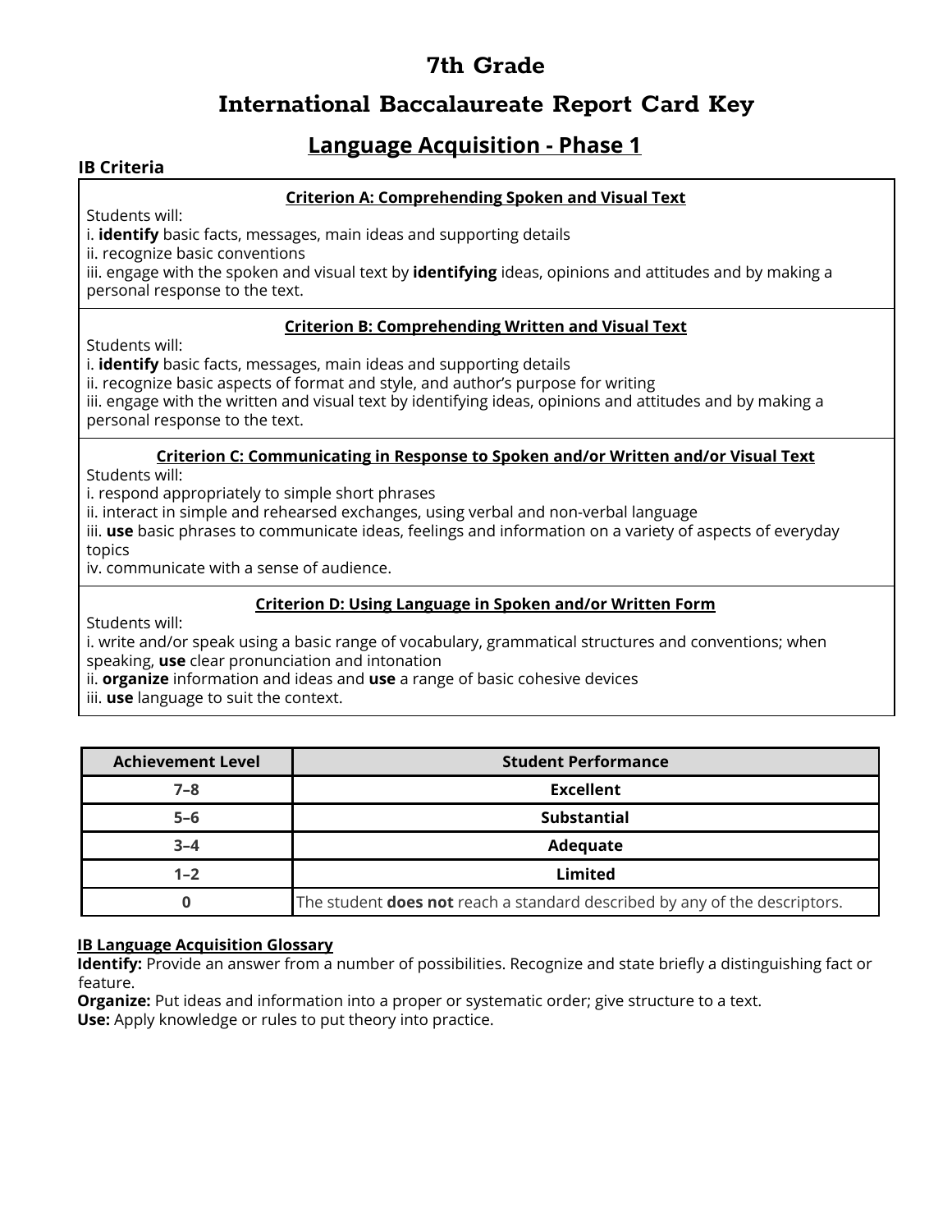# 7th Grade

# International Baccalaureate Report Card Key

## Language Acquisition - Phase 1

**IB Criteria**

**Criterion A: Comprehending Spoken and Visual Text**

Students will:
i. **identify** basic facts, messages, main ideas and supporting details
ii. recognize basic conventions
iii. engage with the spoken and visual text by **identifying** ideas, opinions and attitudes and by making a personal response to the text.

**Criterion B: Comprehending Written and Visual Text**

Students will:
i. **identify** basic facts, messages, main ideas and supporting details
ii. recognize basic aspects of format and style, and author's purpose for writing
iii. engage with the written and visual text by identifying ideas, opinions and attitudes and by making a personal response to the text.

**Criterion C: Communicating in Response to Spoken and/or Written and/or Visual Text**

Students will:
i. respond appropriately to simple short phrases
ii. interact in simple and rehearsed exchanges, using verbal and non-verbal language
iii. **use** basic phrases to communicate ideas, feelings and information on a variety of aspects of everyday topics
iv. communicate with a sense of audience.

**Criterion D: Using Language in Spoken and/or Written Form**

Students will:
i. write and/or speak using a basic range of vocabulary, grammatical structures and conventions; when speaking, **use** clear pronunciation and intonation
ii. **organize** information and ideas and **use** a range of basic cohesive devices
iii. **use** language to suit the context.

| Achievement Level | Student Performance |
| --- | --- |
| 7–8 | **Excellent** |
| 5–6 | **Substantial** |
| 3–4 | **Adequate** |
| 1–2 | **Limited** |
| 0 | The student **does not** reach a standard described by any of the descriptors. |

**IB Language Acquisition Glossary**

**Identify:** Provide an answer from a number of possibilities. Recognize and state briefly a distinguishing fact or feature.
**Organize:** Put ideas and information into a proper or systematic order; give structure to a text.
**Use:** Apply knowledge or rules to put theory into practice.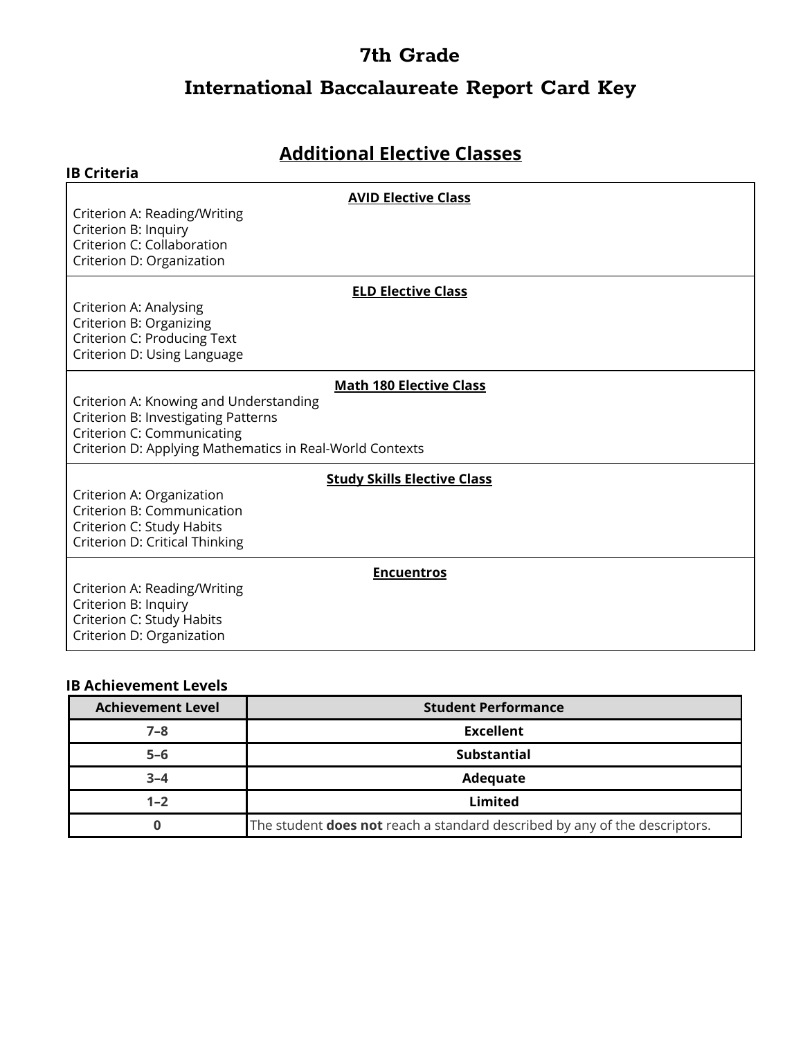# 7th Grade

# International Baccalaureate Report Card Key

## Additional Elective Classes

**IB Criteria**

**AVID Elective Class**

Criterion A: Reading/Writing
Criterion B: Inquiry
Criterion C: Collaboration
Criterion D: Organization

**ELD Elective Class**

Criterion A: Analysing
Criterion B: Organizing
Criterion C: Producing Text
Criterion D: Using Language

**Math 180 Elective Class**

Criterion A: Knowing and Understanding
Criterion B: Investigating Patterns
Criterion C: Communicating
Criterion D: Applying Mathematics in Real-World Contexts

**Study Skills Elective Class**

Criterion A: Organization
Criterion B: Communication
Criterion C: Study Habits
Criterion D: Critical Thinking

**Encuentros**

Criterion A: Reading/Writing
Criterion B: Inquiry
Criterion C: Study Habits
Criterion D: Organization

**IB Achievement Levels**

| Achievement Level | Student Performance |
|---|---|
| 7–8 | **Excellent** |
| 5–6 | **Substantial** |
| 3–4 | **Adequate** |
| 1–2 | **Limited** |
| 0 | The student **does not** reach a standard described by any of the descriptors. |